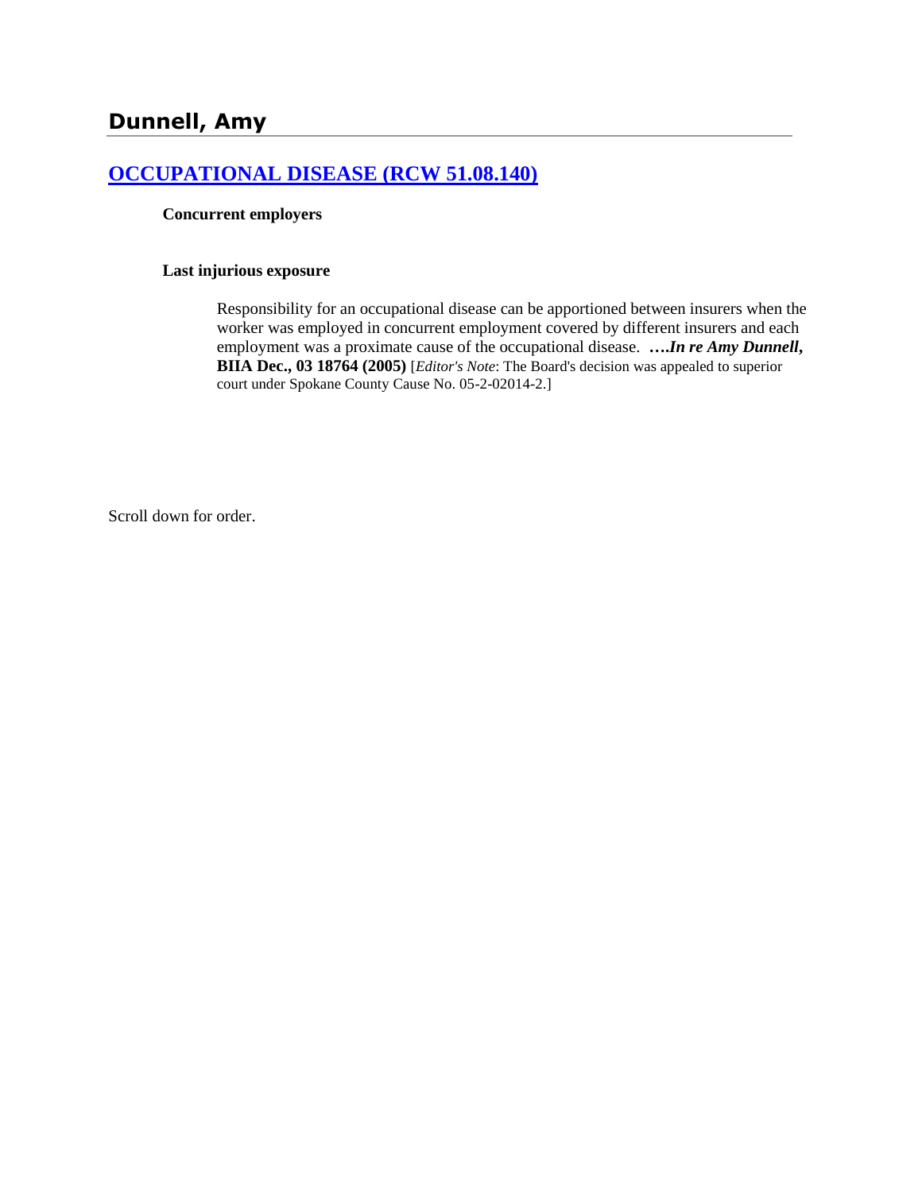# Dunnell, Amy

## [OCCUPATIONAL DISEASE (RCW 51.08.140)]()

**Concurrent employers**

**Last injurious exposure**

> Responsibility for an occupational disease can be apportioned between insurers when the worker was employed in concurrent employment covered by different insurers and each employment was a proximate cause of the occupational disease. ***….In re Amy Dunnell*, BIIA Dec., 03 18764 (2005)** [*Editor's Note*: The Board's decision was appealed to superior court under Spokane County Cause No. 05-2-02014-2.]

Scroll down for order.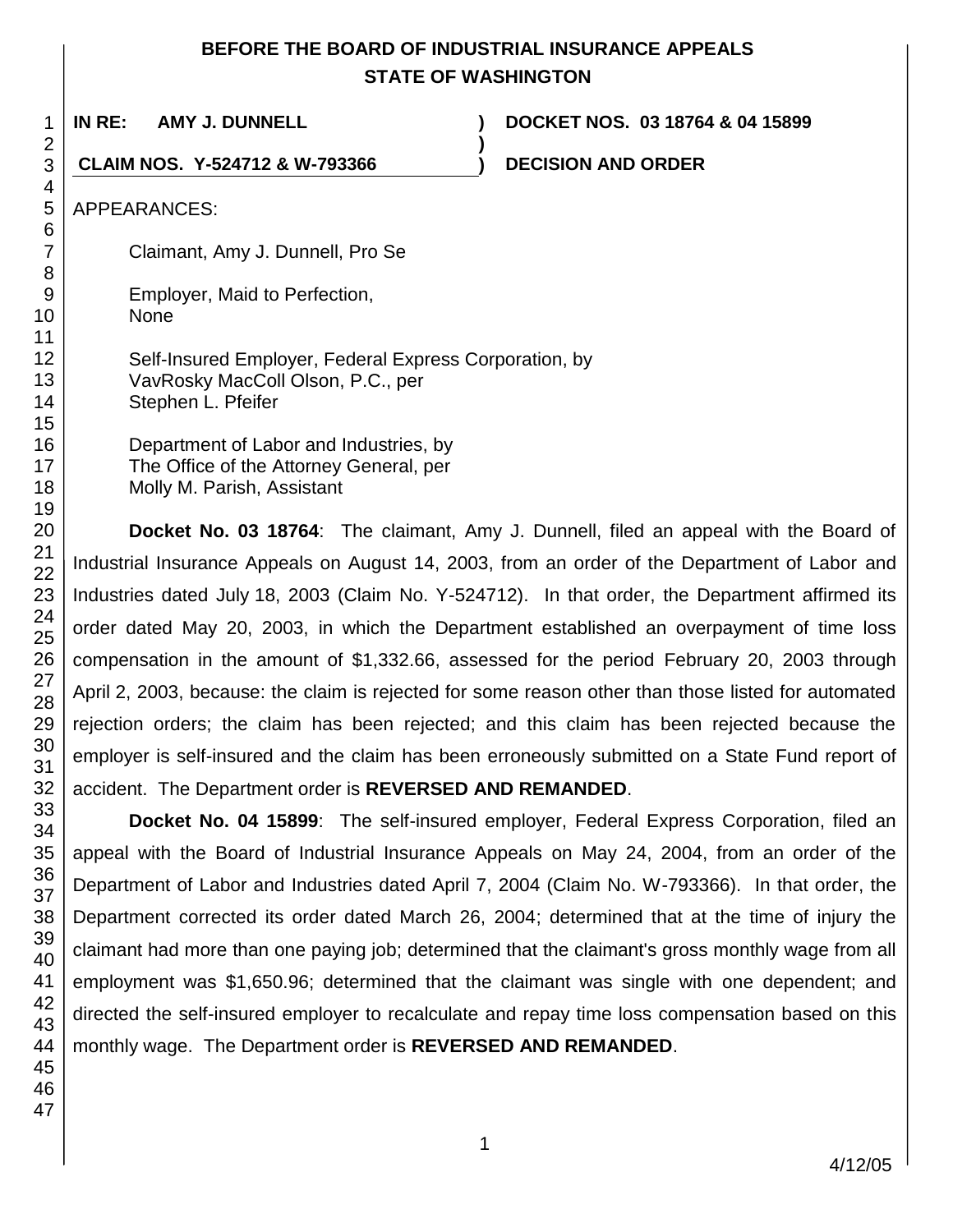**BEFORE THE BOARD OF INDUSTRIAL INSURANCE APPEALS**
**STATE OF WASHINGTON**

| | | |
|---|---|---|
| **IN RE: AMY J. DUNNELL** | **)** | **DOCKET NOS. 03 18764 & 04 15899** |
| | **)** | |
| **CLAIM NOS. Y-524712 & W-793366** | **)** | **DECISION AND ORDER** |

APPEARANCES:

Claimant, Amy J. Dunnell, Pro Se

Employer, Maid to Perfection,
None

Self-Insured Employer, Federal Express Corporation, by
VavRosky MacColl Olson, P.C., per
Stephen L. Pfeifer

Department of Labor and Industries, by
The Office of the Attorney General, per
Molly M. Parish, Assistant

**Docket No. 03 18764**: The claimant, Amy J. Dunnell, filed an appeal with the Board of Industrial Insurance Appeals on August 14, 2003, from an order of the Department of Labor and Industries dated July 18, 2003 (Claim No. Y-524712). In that order, the Department affirmed its order dated May 20, 2003, in which the Department established an overpayment of time loss compensation in the amount of $1,332.66, assessed for the period February 20, 2003 through April 2, 2003, because: the claim is rejected for some reason other than those listed for automated rejection orders; the claim has been rejected; and this claim has been rejected because the employer is self-insured and the claim has been erroneously submitted on a State Fund report of accident. The Department order is **REVERSED AND REMANDED**.

**Docket No. 04 15899**: The self-insured employer, Federal Express Corporation, filed an appeal with the Board of Industrial Insurance Appeals on May 24, 2004, from an order of the Department of Labor and Industries dated April 7, 2004 (Claim No. W-793366). In that order, the Department corrected its order dated March 26, 2004; determined that at the time of injury the claimant had more than one paying job; determined that the claimant's gross monthly wage from all employment was $1,650.96; determined that the claimant was single with one dependent; and directed the self-insured employer to recalculate and repay time loss compensation based on this monthly wage. The Department order is **REVERSED AND REMANDED**.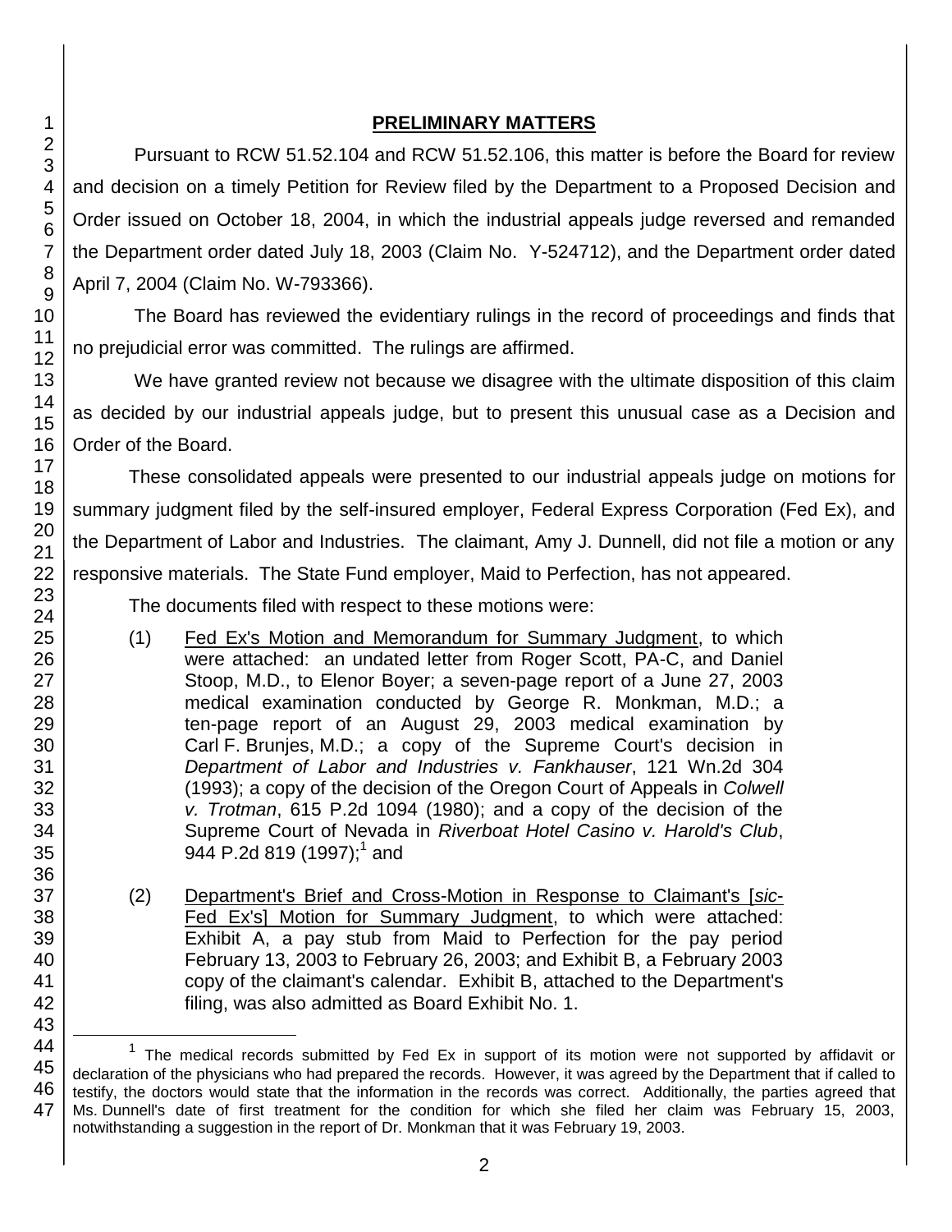## PRELIMINARY MATTERS

Pursuant to RCW 51.52.104 and RCW 51.52.106, this matter is before the Board for review and decision on a timely Petition for Review filed by the Department to a Proposed Decision and Order issued on October 18, 2004, in which the industrial appeals judge reversed and remanded the Department order dated July 18, 2003 (Claim No. Y-524712), and the Department order dated April 7, 2004 (Claim No. W-793366).

The Board has reviewed the evidentiary rulings in the record of proceedings and finds that no prejudicial error was committed. The rulings are affirmed.

We have granted review not because we disagree with the ultimate disposition of this claim as decided by our industrial appeals judge, but to present this unusual case as a Decision and Order of the Board.

These consolidated appeals were presented to our industrial appeals judge on motions for summary judgment filed by the self-insured employer, Federal Express Corporation (Fed Ex), and the Department of Labor and Industries. The claimant, Amy J. Dunnell, did not file a motion or any responsive materials. The State Fund employer, Maid to Perfection, has not appeared.

The documents filed with respect to these motions were:

(1) Fed Ex's Motion and Memorandum for Summary Judgment, to which were attached: an undated letter from Roger Scott, PA-C, and Daniel Stoop, M.D., to Elenor Boyer; a seven-page report of a June 27, 2003 medical examination conducted by George R. Monkman, M.D.; a ten-page report of an August 29, 2003 medical examination by Carl F. Brunjes, M.D.; a copy of the Supreme Court's decision in *Department of Labor and Industries v. Fankhauser*, 121 Wn.2d 304 (1993); a copy of the decision of the Oregon Court of Appeals in *Colwell v. Trotman*, 615 P.2d 1094 (1980); and a copy of the decision of the Supreme Court of Nevada in *Riverboat Hotel Casino v. Harold's Club*, 944 P.2d 819 (1997);[1] and

(2) Department's Brief and Cross-Motion in Response to Claimant's [*sic*-Fed Ex's] Motion for Summary Judgment, to which were attached: Exhibit A, a pay stub from Maid to Perfection for the pay period February 13, 2003 to February 26, 2003; and Exhibit B, a February 2003 copy of the claimant's calendar. Exhibit B, attached to the Department's filing, was also admitted as Board Exhibit No. 1.

---

[1] The medical records submitted by Fed Ex in support of its motion were not supported by affidavit or declaration of the physicians who had prepared the records. However, it was agreed by the Department that if called to testify, the doctors would state that the information in the records was correct. Additionally, the parties agreed that Ms. Dunnell's date of first treatment for the condition for which she filed her claim was February 15, 2003, notwithstanding a suggestion in the report of Dr. Monkman that it was February 19, 2003.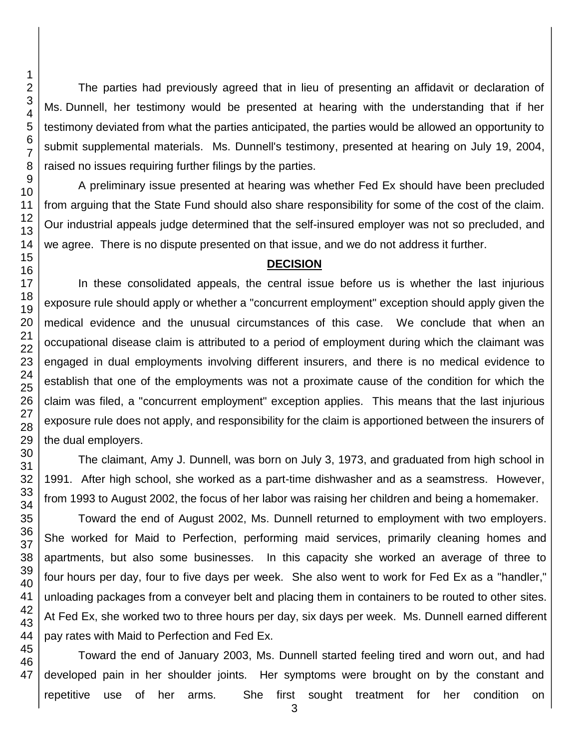The parties had previously agreed that in lieu of presenting an affidavit or declaration of Ms. Dunnell, her testimony would be presented at hearing with the understanding that if her testimony deviated from what the parties anticipated, the parties would be allowed an opportunity to submit supplemental materials. Ms. Dunnell's testimony, presented at hearing on July 19, 2004, raised no issues requiring further filings by the parties.

A preliminary issue presented at hearing was whether Fed Ex should have been precluded from arguing that the State Fund should also share responsibility for some of the cost of the claim. Our industrial appeals judge determined that the self-insured employer was not so precluded, and we agree. There is no dispute presented on that issue, and we do not address it further.

## DECISION

In these consolidated appeals, the central issue before us is whether the last injurious exposure rule should apply or whether a "concurrent employment" exception should apply given the medical evidence and the unusual circumstances of this case. We conclude that when an occupational disease claim is attributed to a period of employment during which the claimant was engaged in dual employments involving different insurers, and there is no medical evidence to establish that one of the employments was not a proximate cause of the condition for which the claim was filed, a "concurrent employment" exception applies. This means that the last injurious exposure rule does not apply, and responsibility for the claim is apportioned between the insurers of the dual employers.

The claimant, Amy J. Dunnell, was born on July 3, 1973, and graduated from high school in 1991. After high school, she worked as a part-time dishwasher and as a seamstress. However, from 1993 to August 2002, the focus of her labor was raising her children and being a homemaker.

Toward the end of August 2002, Ms. Dunnell returned to employment with two employers. She worked for Maid to Perfection, performing maid services, primarily cleaning homes and apartments, but also some businesses. In this capacity she worked an average of three to four hours per day, four to five days per week. She also went to work for Fed Ex as a "handler," unloading packages from a conveyer belt and placing them in containers to be routed to other sites. At Fed Ex, she worked two to three hours per day, six days per week. Ms. Dunnell earned different pay rates with Maid to Perfection and Fed Ex.

Toward the end of January 2003, Ms. Dunnell started feeling tired and worn out, and had developed pain in her shoulder joints. Her symptoms were brought on by the constant and repetitive use of her arms. She first sought treatment for her condition on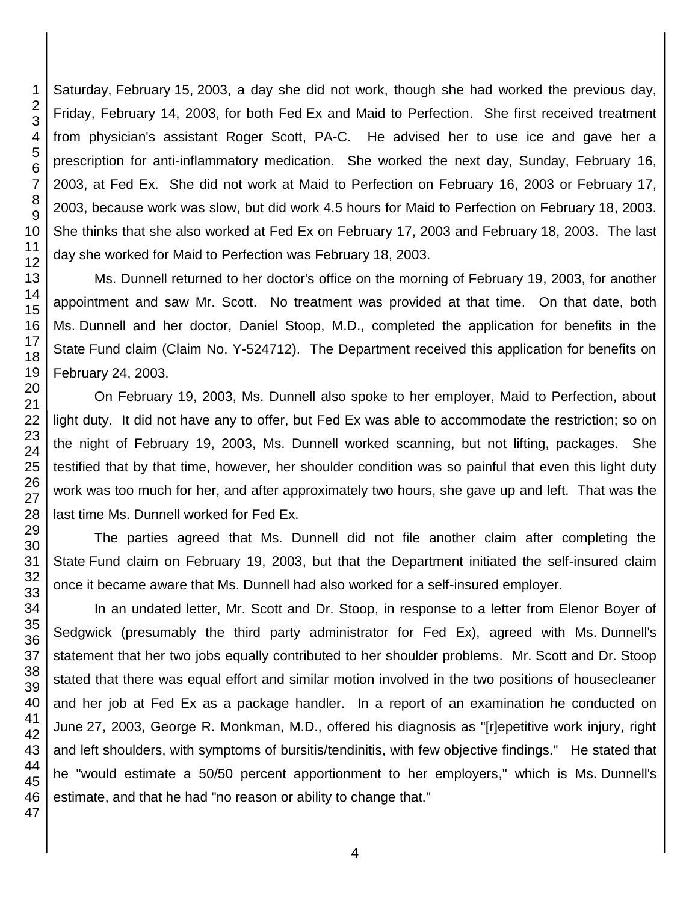Saturday, February 15, 2003, a day she did not work, though she had worked the previous day, Friday, February 14, 2003, for both Fed Ex and Maid to Perfection. She first received treatment from physician's assistant Roger Scott, PA-C. He advised her to use ice and gave her a prescription for anti-inflammatory medication. She worked the next day, Sunday, February 16, 2003, at Fed Ex. She did not work at Maid to Perfection on February 16, 2003 or February 17, 2003, because work was slow, but did work 4.5 hours for Maid to Perfection on February 18, 2003. She thinks that she also worked at Fed Ex on February 17, 2003 and February 18, 2003. The last day she worked for Maid to Perfection was February 18, 2003.

Ms. Dunnell returned to her doctor's office on the morning of February 19, 2003, for another appointment and saw Mr. Scott. No treatment was provided at that time. On that date, both Ms. Dunnell and her doctor, Daniel Stoop, M.D., completed the application for benefits in the State Fund claim (Claim No. Y-524712). The Department received this application for benefits on February 24, 2003.

On February 19, 2003, Ms. Dunnell also spoke to her employer, Maid to Perfection, about light duty. It did not have any to offer, but Fed Ex was able to accommodate the restriction; so on the night of February 19, 2003, Ms. Dunnell worked scanning, but not lifting, packages. She testified that by that time, however, her shoulder condition was so painful that even this light duty work was too much for her, and after approximately two hours, she gave up and left. That was the last time Ms. Dunnell worked for Fed Ex.

The parties agreed that Ms. Dunnell did not file another claim after completing the State Fund claim on February 19, 2003, but that the Department initiated the self-insured claim once it became aware that Ms. Dunnell had also worked for a self-insured employer.

In an undated letter, Mr. Scott and Dr. Stoop, in response to a letter from Elenor Boyer of Sedgwick (presumably the third party administrator for Fed Ex), agreed with Ms. Dunnell's statement that her two jobs equally contributed to her shoulder problems. Mr. Scott and Dr. Stoop stated that there was equal effort and similar motion involved in the two positions of housecleaner and her job at Fed Ex as a package handler. In a report of an examination he conducted on June 27, 2003, George R. Monkman, M.D., offered his diagnosis as "[r]epetitive work injury, right and left shoulders, with symptoms of bursitis/tendinitis, with few objective findings." He stated that he "would estimate a 50/50 percent apportionment to her employers," which is Ms. Dunnell's estimate, and that he had "no reason or ability to change that."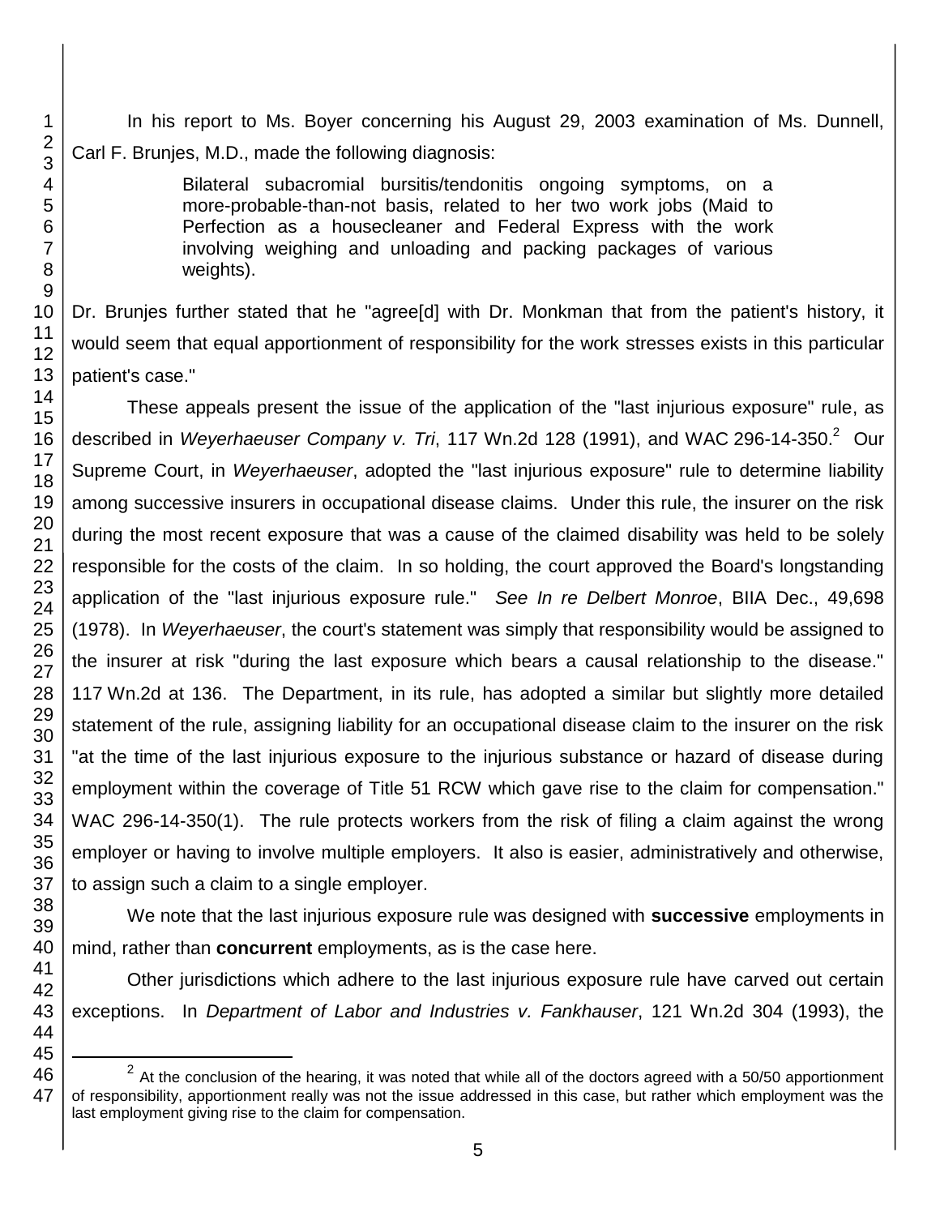In his report to Ms. Boyer concerning his August 29, 2003 examination of Ms. Dunnell, Carl F. Brunjes, M.D., made the following diagnosis:

> Bilateral subacromial bursitis/tendonitis ongoing symptoms, on a more-probable-than-not basis, related to her two work jobs (Maid to Perfection as a housecleaner and Federal Express with the work involving weighing and unloading and packing packages of various weights).

Dr. Brunjes further stated that he "agree[d] with Dr. Monkman that from the patient's history, it would seem that equal apportionment of responsibility for the work stresses exists in this particular patient's case."

These appeals present the issue of the application of the "last injurious exposure" rule, as described in *Weyerhaeuser Company v. Tri*, 117 Wn.2d 128 (1991), and WAC 296-14-350.[2] Our Supreme Court, in *Weyerhaeuser*, adopted the "last injurious exposure" rule to determine liability among successive insurers in occupational disease claims. Under this rule, the insurer on the risk during the most recent exposure that was a cause of the claimed disability was held to be solely responsible for the costs of the claim. In so holding, the court approved the Board's longstanding application of the "last injurious exposure rule." *See In re Delbert Monroe*, BIIA Dec., 49,698 (1978). In *Weyerhaeuser*, the court's statement was simply that responsibility would be assigned to the insurer at risk "during the last exposure which bears a causal relationship to the disease." 117 Wn.2d at 136. The Department, in its rule, has adopted a similar but slightly more detailed statement of the rule, assigning liability for an occupational disease claim to the insurer on the risk "at the time of the last injurious exposure to the injurious substance or hazard of disease during employment within the coverage of Title 51 RCW which gave rise to the claim for compensation." WAC 296-14-350(1). The rule protects workers from the risk of filing a claim against the wrong employer or having to involve multiple employers. It also is easier, administratively and otherwise, to assign such a claim to a single employer.

We note that the last injurious exposure rule was designed with **successive** employments in mind, rather than **concurrent** employments, as is the case here.

Other jurisdictions which adhere to the last injurious exposure rule have carved out certain exceptions. In *Department of Labor and Industries v. Fankhauser*, 121 Wn.2d 304 (1993), the

[2] At the conclusion of the hearing, it was noted that while all of the doctors agreed with a 50/50 apportionment of responsibility, apportionment really was not the issue addressed in this case, but rather which employment was the last employment giving rise to the claim for compensation.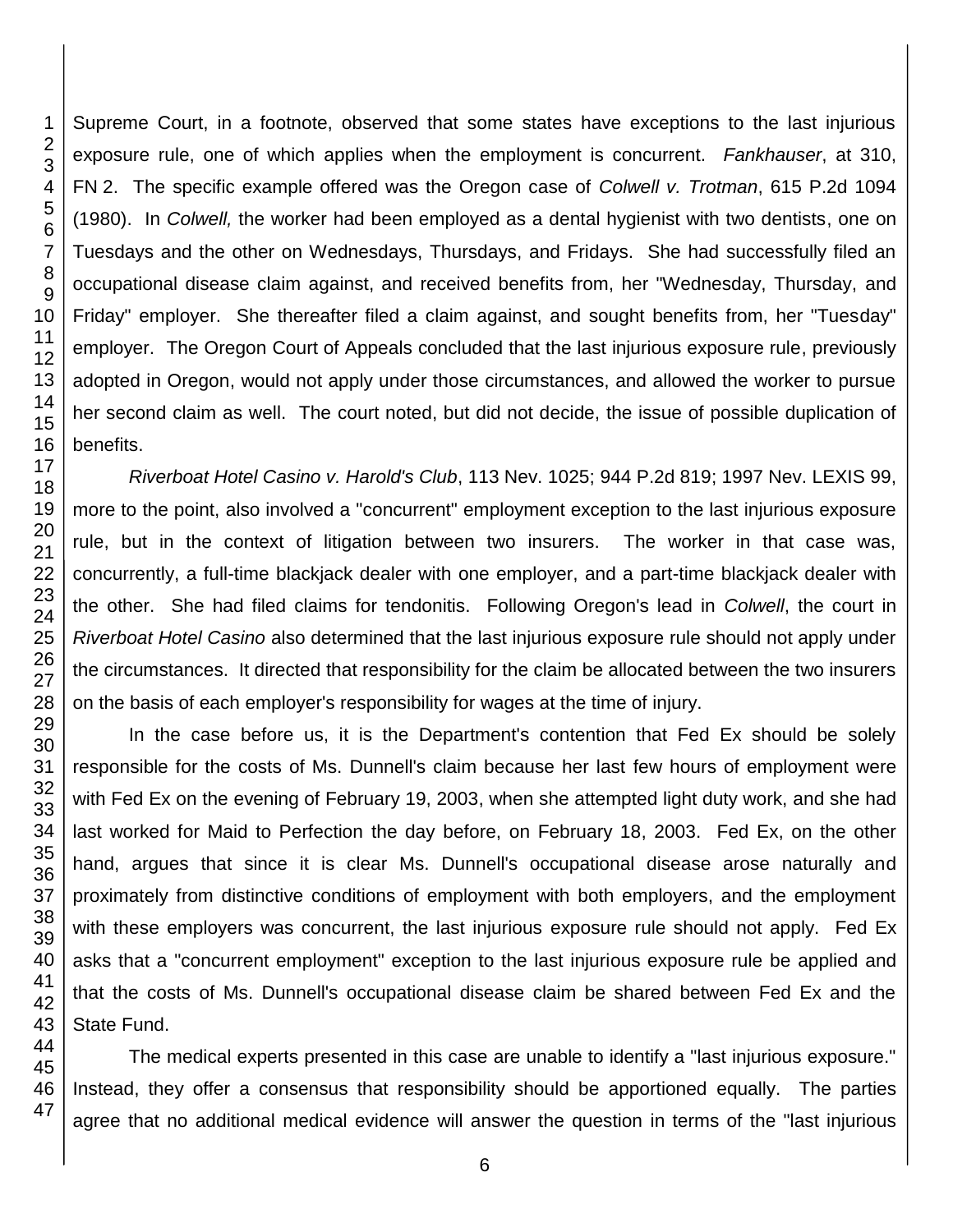Supreme Court, in a footnote, observed that some states have exceptions to the last injurious exposure rule, one of which applies when the employment is concurrent. *Fankhauser*, at 310, FN 2. The specific example offered was the Oregon case of *Colwell v. Trotman*, 615 P.2d 1094 (1980). In *Colwell,* the worker had been employed as a dental hygienist with two dentists, one on Tuesdays and the other on Wednesdays, Thursdays, and Fridays. She had successfully filed an occupational disease claim against, and received benefits from, her "Wednesday, Thursday, and Friday" employer. She thereafter filed a claim against, and sought benefits from, her "Tuesday" employer. The Oregon Court of Appeals concluded that the last injurious exposure rule, previously adopted in Oregon, would not apply under those circumstances, and allowed the worker to pursue her second claim as well. The court noted, but did not decide, the issue of possible duplication of benefits.

*Riverboat Hotel Casino v. Harold's Club*, 113 Nev. 1025; 944 P.2d 819; 1997 Nev. LEXIS 99, more to the point, also involved a "concurrent" employment exception to the last injurious exposure rule, but in the context of litigation between two insurers. The worker in that case was, concurrently, a full-time blackjack dealer with one employer, and a part-time blackjack dealer with the other. She had filed claims for tendonitis. Following Oregon's lead in *Colwell*, the court in *Riverboat Hotel Casino* also determined that the last injurious exposure rule should not apply under the circumstances. It directed that responsibility for the claim be allocated between the two insurers on the basis of each employer's responsibility for wages at the time of injury.

In the case before us, it is the Department's contention that Fed Ex should be solely responsible for the costs of Ms. Dunnell's claim because her last few hours of employment were with Fed Ex on the evening of February 19, 2003, when she attempted light duty work, and she had last worked for Maid to Perfection the day before, on February 18, 2003. Fed Ex, on the other hand, argues that since it is clear Ms. Dunnell's occupational disease arose naturally and proximately from distinctive conditions of employment with both employers, and the employment with these employers was concurrent, the last injurious exposure rule should not apply. Fed Ex asks that a "concurrent employment" exception to the last injurious exposure rule be applied and that the costs of Ms. Dunnell's occupational disease claim be shared between Fed Ex and the State Fund.

The medical experts presented in this case are unable to identify a "last injurious exposure." Instead, they offer a consensus that responsibility should be apportioned equally. The parties agree that no additional medical evidence will answer the question in terms of the "last injurious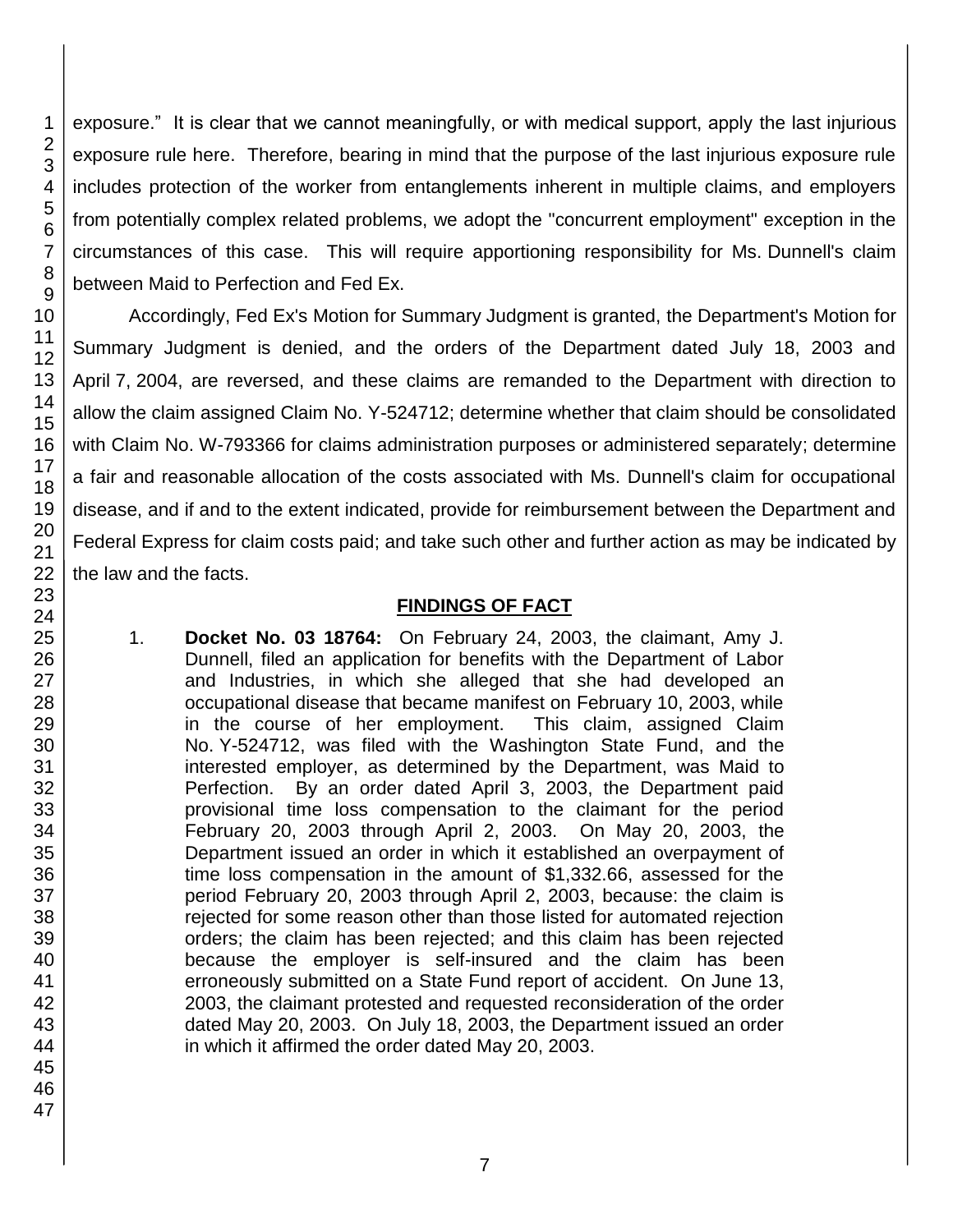exposure." It is clear that we cannot meaningfully, or with medical support, apply the last injurious exposure rule here. Therefore, bearing in mind that the purpose of the last injurious exposure rule includes protection of the worker from entanglements inherent in multiple claims, and employers from potentially complex related problems, we adopt the "concurrent employment" exception in the circumstances of this case. This will require apportioning responsibility for Ms. Dunnell's claim between Maid to Perfection and Fed Ex.

Accordingly, Fed Ex's Motion for Summary Judgment is granted, the Department's Motion for Summary Judgment is denied, and the orders of the Department dated July 18, 2003 and April 7, 2004, are reversed, and these claims are remanded to the Department with direction to allow the claim assigned Claim No. Y-524712; determine whether that claim should be consolidated with Claim No. W-793366 for claims administration purposes or administered separately; determine a fair and reasonable allocation of the costs associated with Ms. Dunnell's claim for occupational disease, and if and to the extent indicated, provide for reimbursement between the Department and Federal Express for claim costs paid; and take such other and further action as may be indicated by the law and the facts.

## FINDINGS OF FACT

1. **Docket No. 03 18764:** On February 24, 2003, the claimant, Amy J. Dunnell, filed an application for benefits with the Department of Labor and Industries, in which she alleged that she had developed an occupational disease that became manifest on February 10, 2003, while in the course of her employment. This claim, assigned Claim No. Y-524712, was filed with the Washington State Fund, and the interested employer, as determined by the Department, was Maid to Perfection. By an order dated April 3, 2003, the Department paid provisional time loss compensation to the claimant for the period February 20, 2003 through April 2, 2003. On May 20, 2003, the Department issued an order in which it established an overpayment of time loss compensation in the amount of $1,332.66, assessed for the period February 20, 2003 through April 2, 2003, because: the claim is rejected for some reason other than those listed for automated rejection orders; the claim has been rejected; and this claim has been rejected because the employer is self-insured and the claim has been erroneously submitted on a State Fund report of accident. On June 13, 2003, the claimant protested and requested reconsideration of the order dated May 20, 2003. On July 18, 2003, the Department issued an order in which it affirmed the order dated May 20, 2003.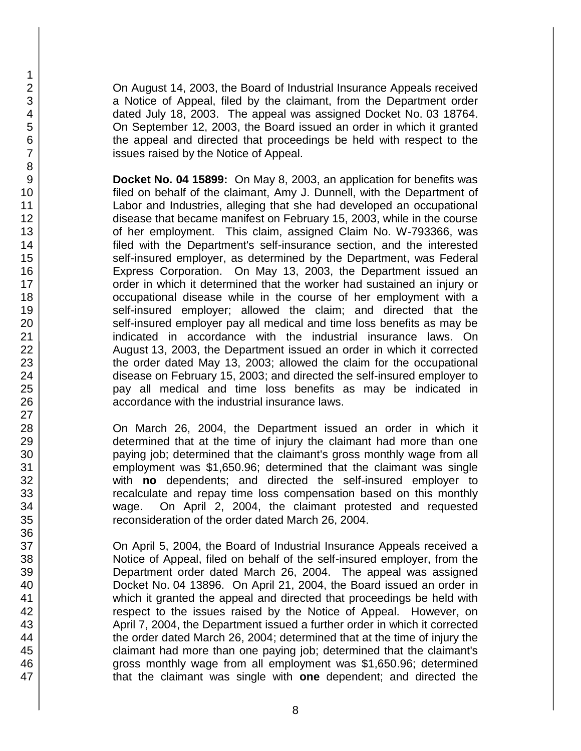On August 14, 2003, the Board of Industrial Insurance Appeals received a Notice of Appeal, filed by the claimant, from the Department order dated July 18, 2003. The appeal was assigned Docket No. 03 18764. On September 12, 2003, the Board issued an order in which it granted the appeal and directed that proceedings be held with respect to the issues raised by the Notice of Appeal.

**Docket No. 04 15899:** On May 8, 2003, an application for benefits was filed on behalf of the claimant, Amy J. Dunnell, with the Department of Labor and Industries, alleging that she had developed an occupational disease that became manifest on February 15, 2003, while in the course of her employment. This claim, assigned Claim No. W-793366, was filed with the Department's self-insurance section, and the interested self-insured employer, as determined by the Department, was Federal Express Corporation. On May 13, 2003, the Department issued an order in which it determined that the worker had sustained an injury or occupational disease while in the course of her employment with a self-insured employer; allowed the claim; and directed that the self-insured employer pay all medical and time loss benefits as may be indicated in accordance with the industrial insurance laws. On August 13, 2003, the Department issued an order in which it corrected the order dated May 13, 2003; allowed the claim for the occupational disease on February 15, 2003; and directed the self-insured employer to pay all medical and time loss benefits as may be indicated in accordance with the industrial insurance laws.

On March 26, 2004, the Department issued an order in which it determined that at the time of injury the claimant had more than one paying job; determined that the claimant's gross monthly wage from all employment was $1,650.96; determined that the claimant was single with **no** dependents; and directed the self-insured employer to recalculate and repay time loss compensation based on this monthly wage. On April 2, 2004, the claimant protested and requested reconsideration of the order dated March 26, 2004.

On April 5, 2004, the Board of Industrial Insurance Appeals received a Notice of Appeal, filed on behalf of the self-insured employer, from the Department order dated March 26, 2004. The appeal was assigned Docket No. 04 13896. On April 21, 2004, the Board issued an order in which it granted the appeal and directed that proceedings be held with respect to the issues raised by the Notice of Appeal. However, on April 7, 2004, the Department issued a further order in which it corrected the order dated March 26, 2004; determined that at the time of injury the claimant had more than one paying job; determined that the claimant's gross monthly wage from all employment was $1,650.96; determined that the claimant was single with **one** dependent; and directed the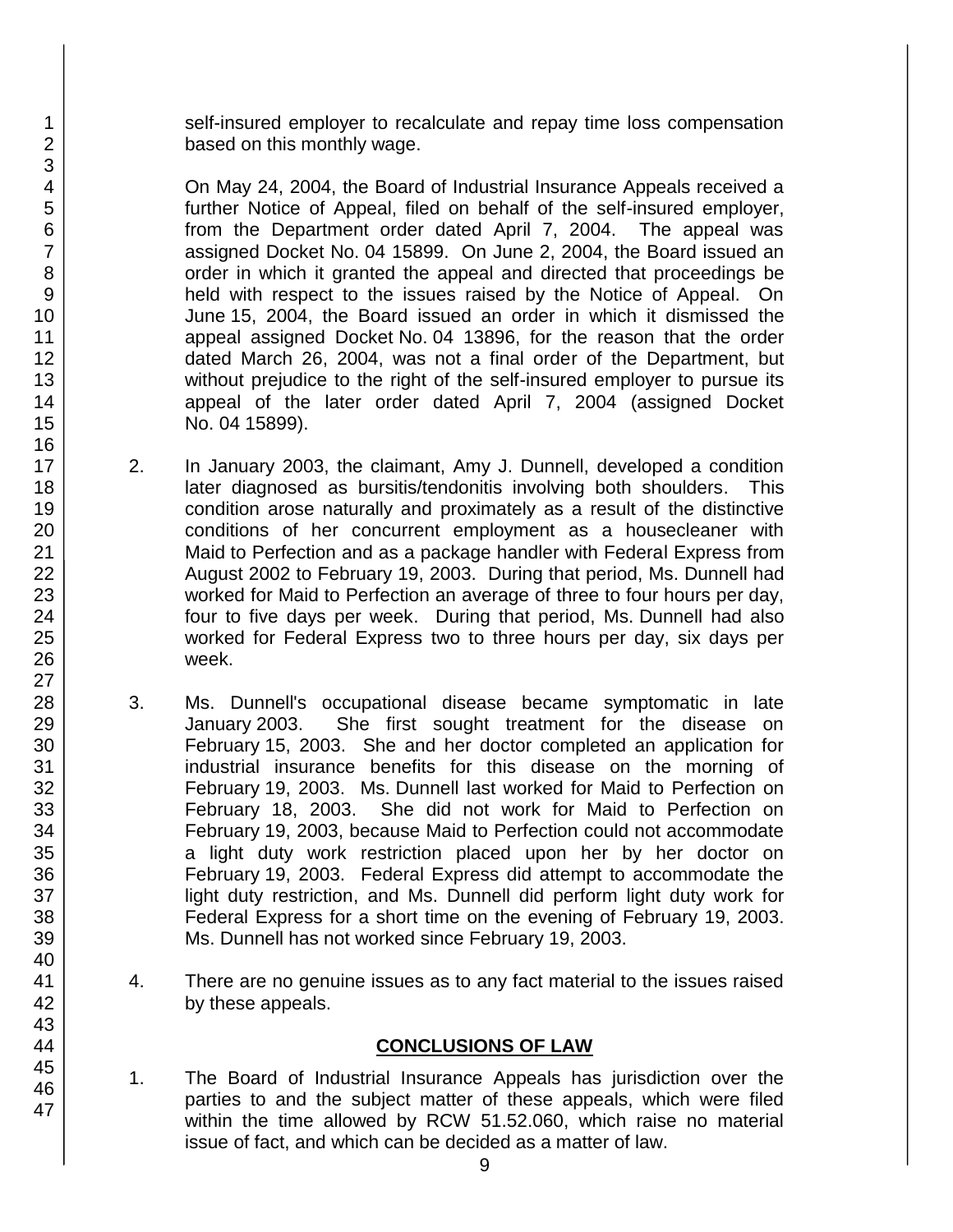self-insured employer to recalculate and repay time loss compensation based on this monthly wage.

On May 24, 2004, the Board of Industrial Insurance Appeals received a further Notice of Appeal, filed on behalf of the self-insured employer, from the Department order dated April 7, 2004. The appeal was assigned Docket No. 04 15899. On June 2, 2004, the Board issued an order in which it granted the appeal and directed that proceedings be held with respect to the issues raised by the Notice of Appeal. On June 15, 2004, the Board issued an order in which it dismissed the appeal assigned Docket No. 04 13896, for the reason that the order dated March 26, 2004, was not a final order of the Department, but without prejudice to the right of the self-insured employer to pursue its appeal of the later order dated April 7, 2004 (assigned Docket No. 04 15899).

2. In January 2003, the claimant, Amy J. Dunnell, developed a condition later diagnosed as bursitis/tendonitis involving both shoulders. This condition arose naturally and proximately as a result of the distinctive conditions of her concurrent employment as a housecleaner with Maid to Perfection and as a package handler with Federal Express from August 2002 to February 19, 2003. During that period, Ms. Dunnell had worked for Maid to Perfection an average of three to four hours per day, four to five days per week. During that period, Ms. Dunnell had also worked for Federal Express two to three hours per day, six days per week.

3. Ms. Dunnell's occupational disease became symptomatic in late January 2003. She first sought treatment for the disease on February 15, 2003. She and her doctor completed an application for industrial insurance benefits for this disease on the morning of February 19, 2003. Ms. Dunnell last worked for Maid to Perfection on February 18, 2003. She did not work for Maid to Perfection on February 19, 2003, because Maid to Perfection could not accommodate a light duty work restriction placed upon her by her doctor on February 19, 2003. Federal Express did attempt to accommodate the light duty restriction, and Ms. Dunnell did perform light duty work for Federal Express for a short time on the evening of February 19, 2003. Ms. Dunnell has not worked since February 19, 2003.

4. There are no genuine issues as to any fact material to the issues raised by these appeals.

## CONCLUSIONS OF LAW

1. The Board of Industrial Insurance Appeals has jurisdiction over the parties to and the subject matter of these appeals, which were filed within the time allowed by RCW 51.52.060, which raise no material issue of fact, and which can be decided as a matter of law.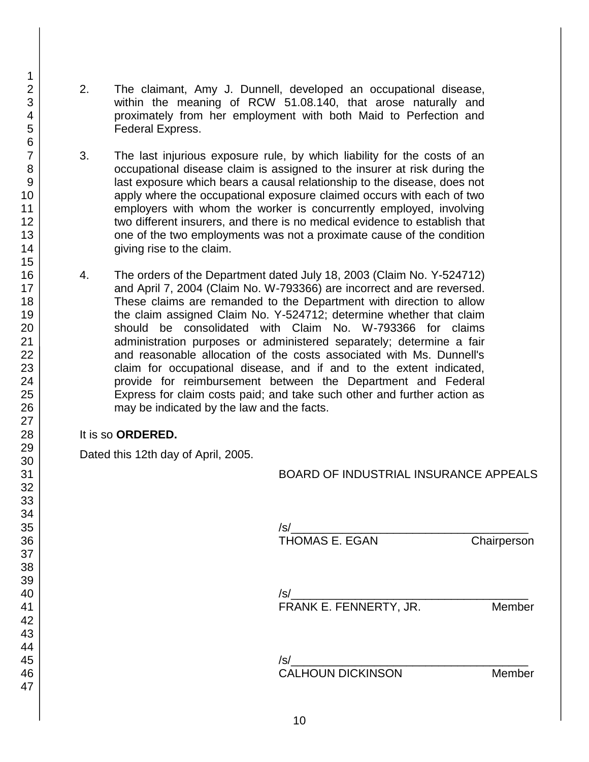2. The claimant, Amy J. Dunnell, developed an occupational disease, within the meaning of RCW 51.08.140, that arose naturally and proximately from her employment with both Maid to Perfection and Federal Express.

3. The last injurious exposure rule, by which liability for the costs of an occupational disease claim is assigned to the insurer at risk during the last exposure which bears a causal relationship to the disease, does not apply where the occupational exposure claimed occurs with each of two employers with whom the worker is concurrently employed, involving two different insurers, and there is no medical evidence to establish that one of the two employments was not a proximate cause of the condition giving rise to the claim.

4. The orders of the Department dated July 18, 2003 (Claim No. Y-524712) and April 7, 2004 (Claim No. W-793366) are incorrect and are reversed. These claims are remanded to the Department with direction to allow the claim assigned Claim No. Y-524712; determine whether that claim should be consolidated with Claim No. W-793366 for claims administration purposes or administered separately; determine a fair and reasonable allocation of the costs associated with Ms. Dunnell's claim for occupational disease, and if and to the extent indicated, provide for reimbursement between the Department and Federal Express for claim costs paid; and take such other and further action as may be indicated by the law and the facts.

It is so **ORDERED.**

Dated this 12th day of April, 2005.

BOARD OF INDUSTRIAL INSURANCE APPEALS

/s/
THOMAS E. EGAN Chairperson

/s/
FRANK E. FENNERTY, JR. Member

/s/
CALHOUN DICKINSON Member